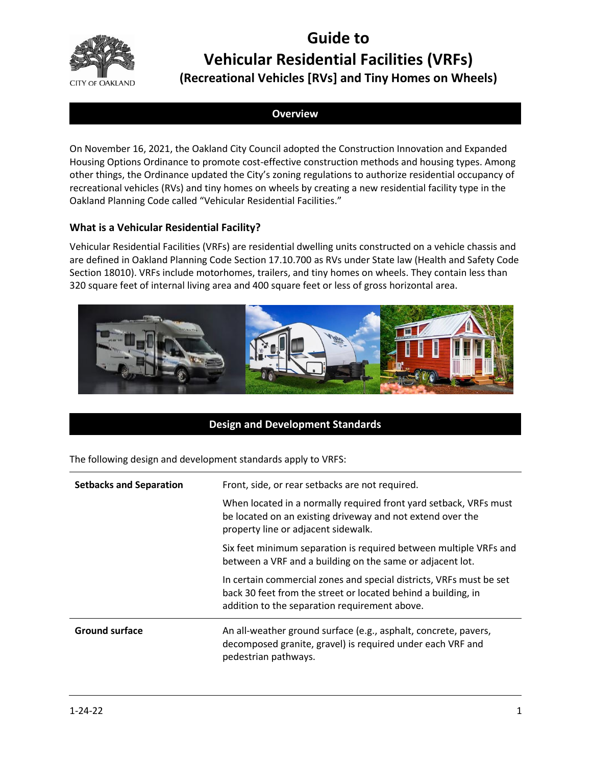# Guide to Vehicular Residential Facilities (VRFs)

## (Recreational Vehicles [RVs] and Tiny Homes on Wheels)

CITY OF OAKLAND

## Overview

On November 16, 2021, the Oakland City Council adopted the Construction Innovation and Expanded Housing Options Ordinance to promote cost-effective construction methods and housing types. Among other things, the Ordinance updated the City's zoning regulations to authorize residential occupancy of recreational vehicles (RVs) and tiny homes on wheels by creating a new residential facility type in the Oakland Planning Code called "Vehicular Residential Facilities."

### What is a Vehicular Residential Facility?

Vehicular Residential Facilities (VRFs) are residential dwelling units constructed on a vehicle chassis and are defined in Oakland Planning Code Section 17.10.700 as RVs under State law (Health and Safety Code Section 18010). VRFs include motorhomes, trailers, and tiny homes on wheels. They contain less than 320 square feet of internal living area and 400 square feet or less of gross horizontal area.

## Design and Development Standards

The following design and development standards apply to VRFS:

| | |
|---|---|
| **Setbacks and Separation** | Front, side, or rear setbacks are not required.<br><br>When located in a normally required front yard setback, VRFs must be located on an existing driveway and not extend over the property line or adjacent sidewalk.<br><br>Six feet minimum separation is required between multiple VRFs and between a VRF and a building on the same or adjacent lot.<br><br>In certain commercial zones and special districts, VRFs must be set back 30 feet from the street or located behind a building, in addition to the separation requirement above. |
| **Ground surface** | An all-weather ground surface (e.g., asphalt, concrete, pavers, decomposed granite, gravel) is required under each VRF and pedestrian pathways. |

1-24-22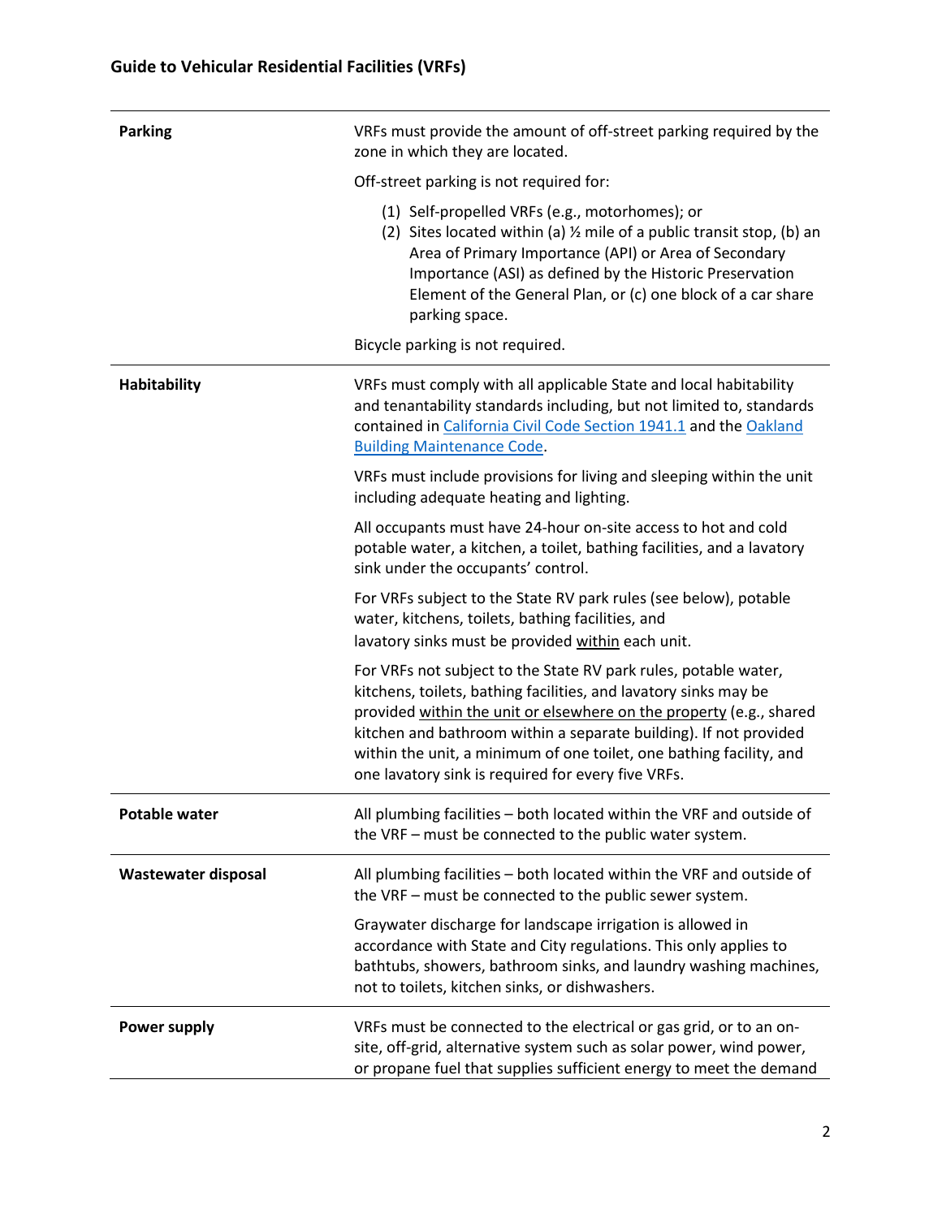| | |
|---|---|
| **Parking** | VRFs must provide the amount of off-street parking required by the zone in which they are located.<br><br>Off-street parking is not required for:<br><br>(1) Self-propelled VRFs (e.g., motorhomes); or<br>(2) Sites located within (a) ½ mile of a public transit stop, (b) an Area of Primary Importance (API) or Area of Secondary Importance (ASI) as defined by the Historic Preservation Element of the General Plan, or (c) one block of a car share parking space.<br><br>Bicycle parking is not required. |
| **Habitability** | VRFs must comply with all applicable State and local habitability and tenantability standards including, but not limited to, standards contained in [California Civil Code Section 1941.1]() and the [Oakland Building Maintenance Code]().<br><br>VRFs must include provisions for living and sleeping within the unit including adequate heating and lighting.<br><br>All occupants must have 24-hour on-site access to hot and cold potable water, a kitchen, a toilet, bathing facilities, and a lavatory sink under the occupants' control.<br><br>For VRFs subject to the State RV park rules (see below), potable water, kitchens, toilets, bathing facilities, and lavatory sinks must be provided <u>within</u> each unit.<br><br>For VRFs not subject to the State RV park rules, potable water, kitchens, toilets, bathing facilities, and lavatory sinks may be provided <u>within the unit or elsewhere on the property</u> (e.g., shared kitchen and bathroom within a separate building). If not provided within the unit, a minimum of one toilet, one bathing facility, and one lavatory sink is required for every five VRFs. |
| **Potable water** | All plumbing facilities – both located within the VRF and outside of the VRF – must be connected to the public water system. |
| **Wastewater disposal** | All plumbing facilities – both located within the VRF and outside of the VRF – must be connected to the public sewer system.<br><br>Graywater discharge for landscape irrigation is allowed in accordance with State and City regulations. This only applies to bathtubs, showers, bathroom sinks, and laundry washing machines, not to toilets, kitchen sinks, or dishwashers. |
| **Power supply** | VRFs must be connected to the electrical or gas grid, or to an on-site, off-grid, alternative system such as solar power, wind power, or propane fuel that supplies sufficient energy to meet the demand |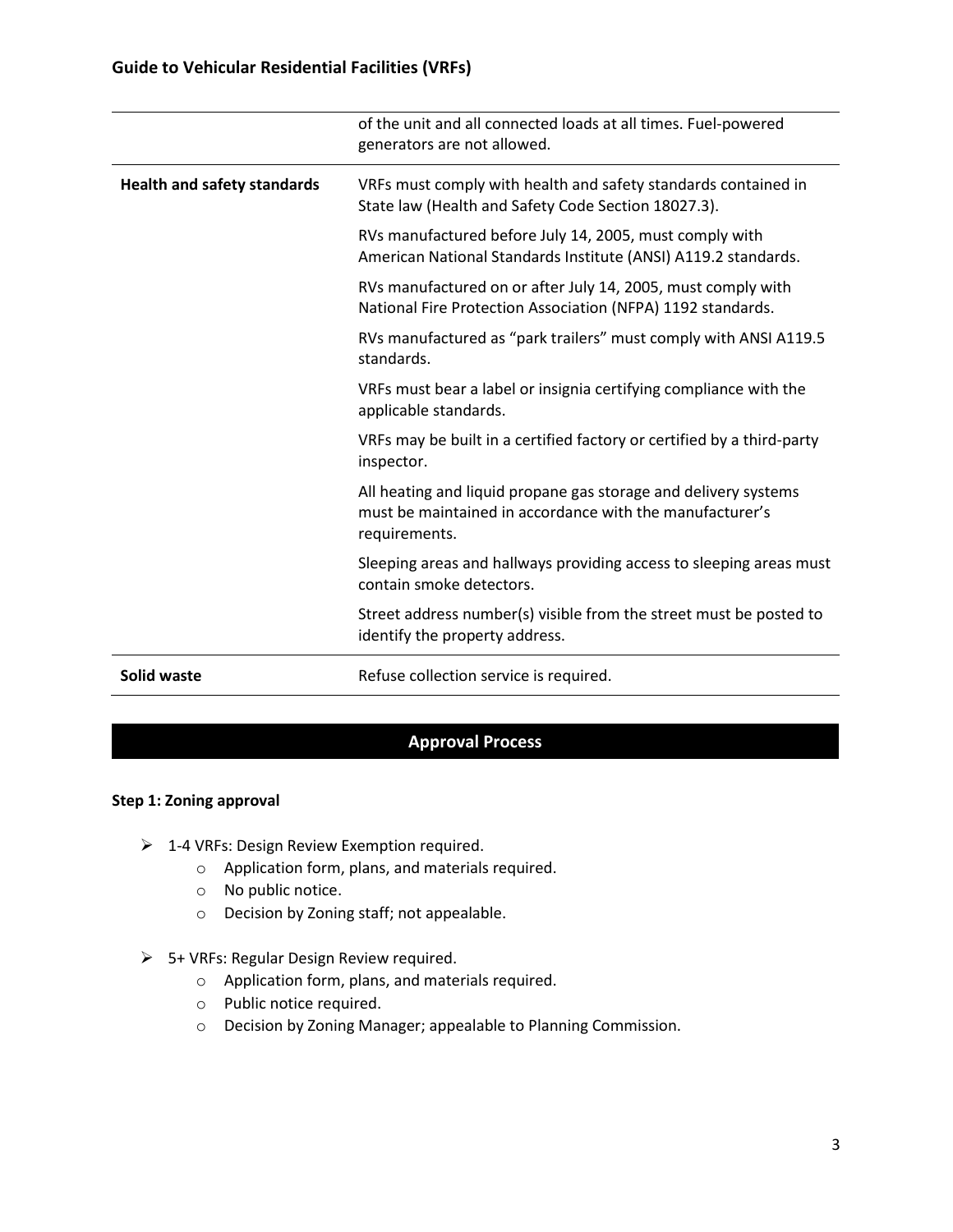| | |
|---|---|
| | of the unit and all connected loads at all times. Fuel-powered generators are not allowed. |
| **Health and safety standards** | VRFs must comply with health and safety standards contained in State law (Health and Safety Code Section 18027.3).<br><br>RVs manufactured before July 14, 2005, must comply with American National Standards Institute (ANSI) A119.2 standards.<br><br>RVs manufactured on or after July 14, 2005, must comply with National Fire Protection Association (NFPA) 1192 standards.<br><br>RVs manufactured as "park trailers" must comply with ANSI A119.5 standards.<br><br>VRFs must bear a label or insignia certifying compliance with the applicable standards.<br><br>VRFs may be built in a certified factory or certified by a third-party inspector.<br><br>All heating and liquid propane gas storage and delivery systems must be maintained in accordance with the manufacturer's requirements.<br><br>Sleeping areas and hallways providing access to sleeping areas must contain smoke detectors.<br><br>Street address number(s) visible from the street must be posted to identify the property address. |
| **Solid waste** | Refuse collection service is required. |

## Approval Process

**Step 1: Zoning approval**

- 1-4 VRFs: Design Review Exemption required.
  - Application form, plans, and materials required.
  - No public notice.
  - Decision by Zoning staff; not appealable.
- 5+ VRFs: Regular Design Review required.
  - Application form, plans, and materials required.
  - Public notice required.
  - Decision by Zoning Manager; appealable to Planning Commission.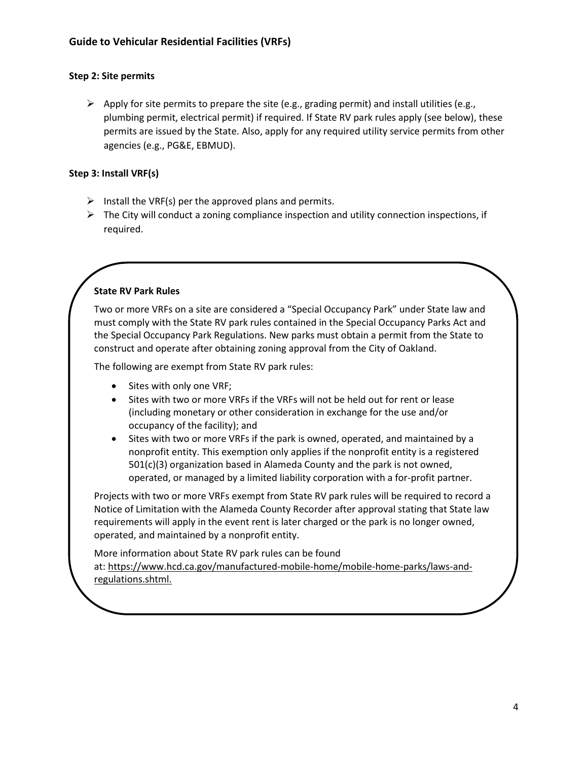### Step 2: Site permits

- Apply for site permits to prepare the site (e.g., grading permit) and install utilities (e.g., plumbing permit, electrical permit) if required. If State RV park rules apply (see below), these permits are issued by the State. Also, apply for any required utility service permits from other agencies (e.g., PG&E, EBMUD).

### Step 3: Install VRF(s)

- Install the VRF(s) per the approved plans and permits.
- The City will conduct a zoning compliance inspection and utility connection inspections, if required.

**State RV Park Rules**

Two or more VRFs on a site are considered a "Special Occupancy Park" under State law and must comply with the State RV park rules contained in the Special Occupancy Parks Act and the Special Occupancy Park Regulations. New parks must obtain a permit from the State to construct and operate after obtaining zoning approval from the City of Oakland.

The following are exempt from State RV park rules:

- Sites with only one VRF;
- Sites with two or more VRFs if the VRFs will not be held out for rent or lease (including monetary or other consideration in exchange for the use and/or occupancy of the facility); and
- Sites with two or more VRFs if the park is owned, operated, and maintained by a nonprofit entity. This exemption only applies if the nonprofit entity is a registered 501(c)(3) organization based in Alameda County and the park is not owned, operated, or managed by a limited liability corporation with a for-profit partner.

Projects with two or more VRFs exempt from State RV park rules will be required to record a Notice of Limitation with the Alameda County Recorder after approval stating that State law requirements will apply in the event rent is later charged or the park is no longer owned, operated, and maintained by a nonprofit entity.

More information about State RV park rules can be found at: https://www.hcd.ca.gov/manufactured-mobile-home/mobile-home-parks/laws-and-regulations.shtml.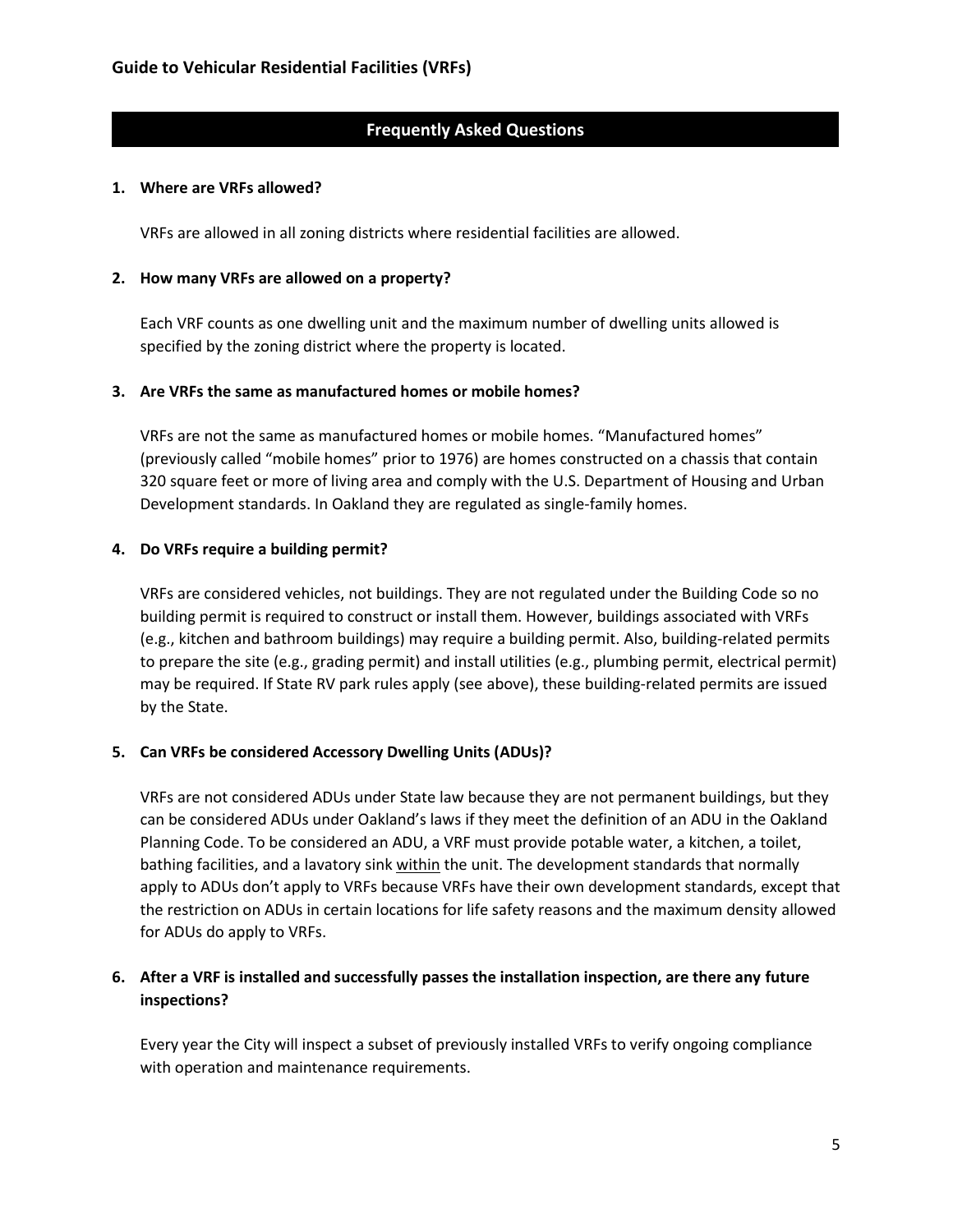## Frequently Asked Questions

**1. Where are VRFs allowed?**

VRFs are allowed in all zoning districts where residential facilities are allowed.

**2. How many VRFs are allowed on a property?**

Each VRF counts as one dwelling unit and the maximum number of dwelling units allowed is specified by the zoning district where the property is located.

**3. Are VRFs the same as manufactured homes or mobile homes?**

VRFs are not the same as manufactured homes or mobile homes. "Manufactured homes" (previously called "mobile homes" prior to 1976) are homes constructed on a chassis that contain 320 square feet or more of living area and comply with the U.S. Department of Housing and Urban Development standards. In Oakland they are regulated as single-family homes.

**4. Do VRFs require a building permit?**

VRFs are considered vehicles, not buildings. They are not regulated under the Building Code so no building permit is required to construct or install them. However, buildings associated with VRFs (e.g., kitchen and bathroom buildings) may require a building permit. Also, building-related permits to prepare the site (e.g., grading permit) and install utilities (e.g., plumbing permit, electrical permit) may be required. If State RV park rules apply (see above), these building-related permits are issued by the State.

**5. Can VRFs be considered Accessory Dwelling Units (ADUs)?**

VRFs are not considered ADUs under State law because they are not permanent buildings, but they can be considered ADUs under Oakland's laws if they meet the definition of an ADU in the Oakland Planning Code. To be considered an ADU, a VRF must provide potable water, a kitchen, a toilet, bathing facilities, and a lavatory sink <u>within</u> the unit. The development standards that normally apply to ADUs don't apply to VRFs because VRFs have their own development standards, except that the restriction on ADUs in certain locations for life safety reasons and the maximum density allowed for ADUs do apply to VRFs.

**6. After a VRF is installed and successfully passes the installation inspection, are there any future inspections?**

Every year the City will inspect a subset of previously installed VRFs to verify ongoing compliance with operation and maintenance requirements.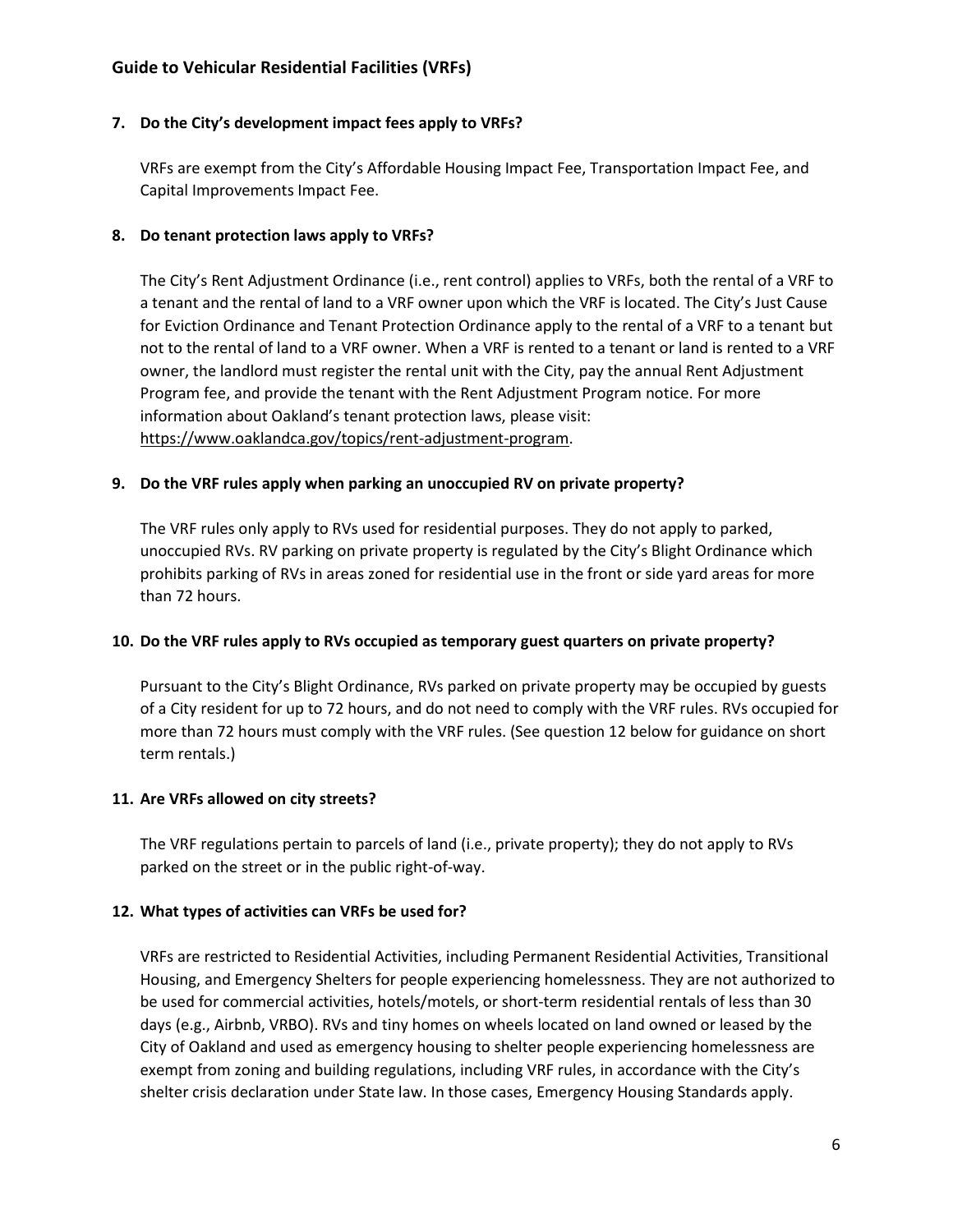**7. Do the City's development impact fees apply to VRFs?**

VRFs are exempt from the City's Affordable Housing Impact Fee, Transportation Impact Fee, and Capital Improvements Impact Fee.

**8. Do tenant protection laws apply to VRFs?**

The City's Rent Adjustment Ordinance (i.e., rent control) applies to VRFs, both the rental of a VRF to a tenant and the rental of land to a VRF owner upon which the VRF is located. The City's Just Cause for Eviction Ordinance and Tenant Protection Ordinance apply to the rental of a VRF to a tenant but not to the rental of land to a VRF owner. When a VRF is rented to a tenant or land is rented to a VRF owner, the landlord must register the rental unit with the City, pay the annual Rent Adjustment Program fee, and provide the tenant with the Rent Adjustment Program notice. For more information about Oakland's tenant protection laws, please visit: https://www.oaklandca.gov/topics/rent-adjustment-program.

**9. Do the VRF rules apply when parking an unoccupied RV on private property?**

The VRF rules only apply to RVs used for residential purposes. They do not apply to parked, unoccupied RVs. RV parking on private property is regulated by the City's Blight Ordinance which prohibits parking of RVs in areas zoned for residential use in the front or side yard areas for more than 72 hours.

**10. Do the VRF rules apply to RVs occupied as temporary guest quarters on private property?**

Pursuant to the City's Blight Ordinance, RVs parked on private property may be occupied by guests of a City resident for up to 72 hours, and do not need to comply with the VRF rules. RVs occupied for more than 72 hours must comply with the VRF rules. (See question 12 below for guidance on short term rentals.)

**11. Are VRFs allowed on city streets?**

The VRF regulations pertain to parcels of land (i.e., private property); they do not apply to RVs parked on the street or in the public right-of-way.

**12. What types of activities can VRFs be used for?**

VRFs are restricted to Residential Activities, including Permanent Residential Activities, Transitional Housing, and Emergency Shelters for people experiencing homelessness. They are not authorized to be used for commercial activities, hotels/motels, or short-term residential rentals of less than 30 days (e.g., Airbnb, VRBO). RVs and tiny homes on wheels located on land owned or leased by the City of Oakland and used as emergency housing to shelter people experiencing homelessness are exempt from zoning and building regulations, including VRF rules, in accordance with the City's shelter crisis declaration under State law. In those cases, Emergency Housing Standards apply.